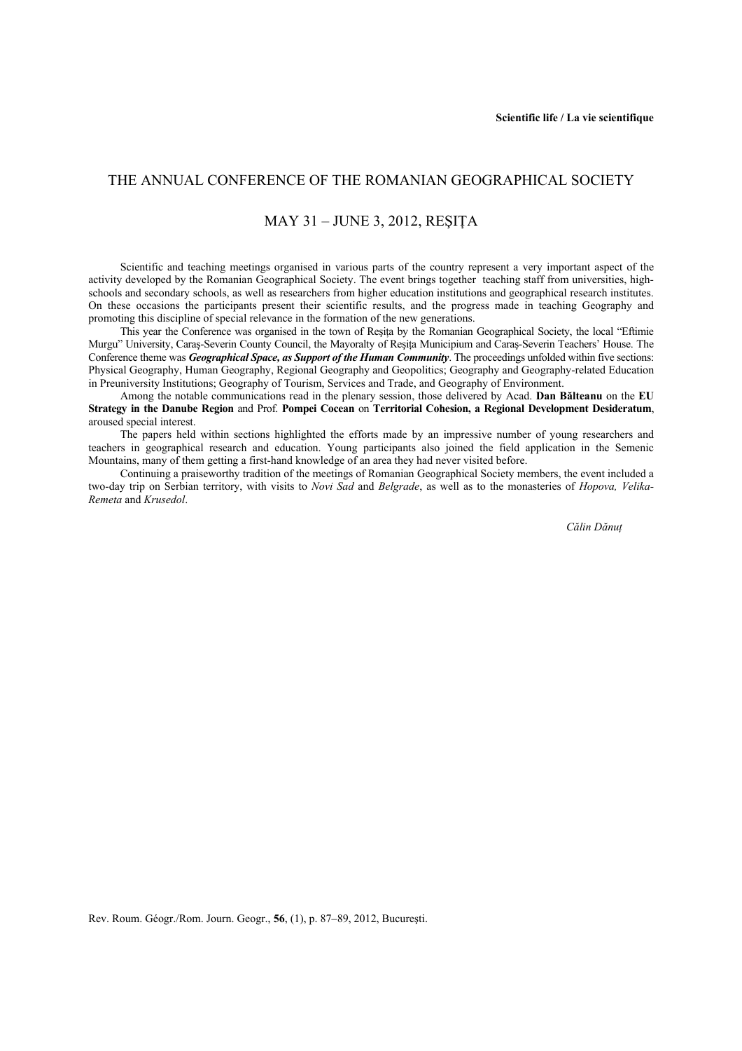**Scientific life / La vie scientifique**

# THE ANNUAL CONFERENCE OF THE ROMANIAN GEOGRAPHICAL SOCIETY

## MAY 31 – JUNE 3, 2012, REŞIŢA

Scientific and teaching meetings organised in various parts of the country represent a very important aspect of the activity developed by the Romanian Geographical Society. The event brings together teaching staff from universities, high-schools and secondary schools, as well as researchers from higher education institutions and geographical research institutes. On these occasions the participants present their scientific results, and the progress made in teaching Geography and promoting this discipline of special relevance in the formation of the new generations.

This year the Conference was organised in the town of Reşiţa by the Romanian Geographical Society, the local "Eftimie Murgu" University, Caraş-Severin County Council, the Mayoralty of Reşiţa Municipium and Caraş-Severin Teachers' House. The Conference theme was ***Geographical Space, as Support of the Human Community***. The proceedings unfolded within five sections: Physical Geography, Human Geography, Regional Geography and Geopolitics; Geography and Geography-related Education in Preuniversity Institutions; Geography of Tourism, Services and Trade, and Geography of Environment.

Among the notable communications read in the plenary session, those delivered by Acad. **Dan Bălteanu** on the **EU Strategy in the Danube Region** and Prof. **Pompei Cocean** on **Territorial Cohesion, a Regional Development Desideratum**, aroused special interest.

The papers held within sections highlighted the efforts made by an impressive number of young researchers and teachers in geographical research and education. Young participants also joined the field application in the Semenic Mountains, many of them getting a first-hand knowledge of an area they had never visited before.

Continuing a praiseworthy tradition of the meetings of Romanian Geographical Society members, the event included a two-day trip on Serbian territory, with visits to *Novi Sad* and *Belgrade*, as well as to the monasteries of *Hopova, Velika-Remeta* and *Krusedol*.

*Călin Dănuţ*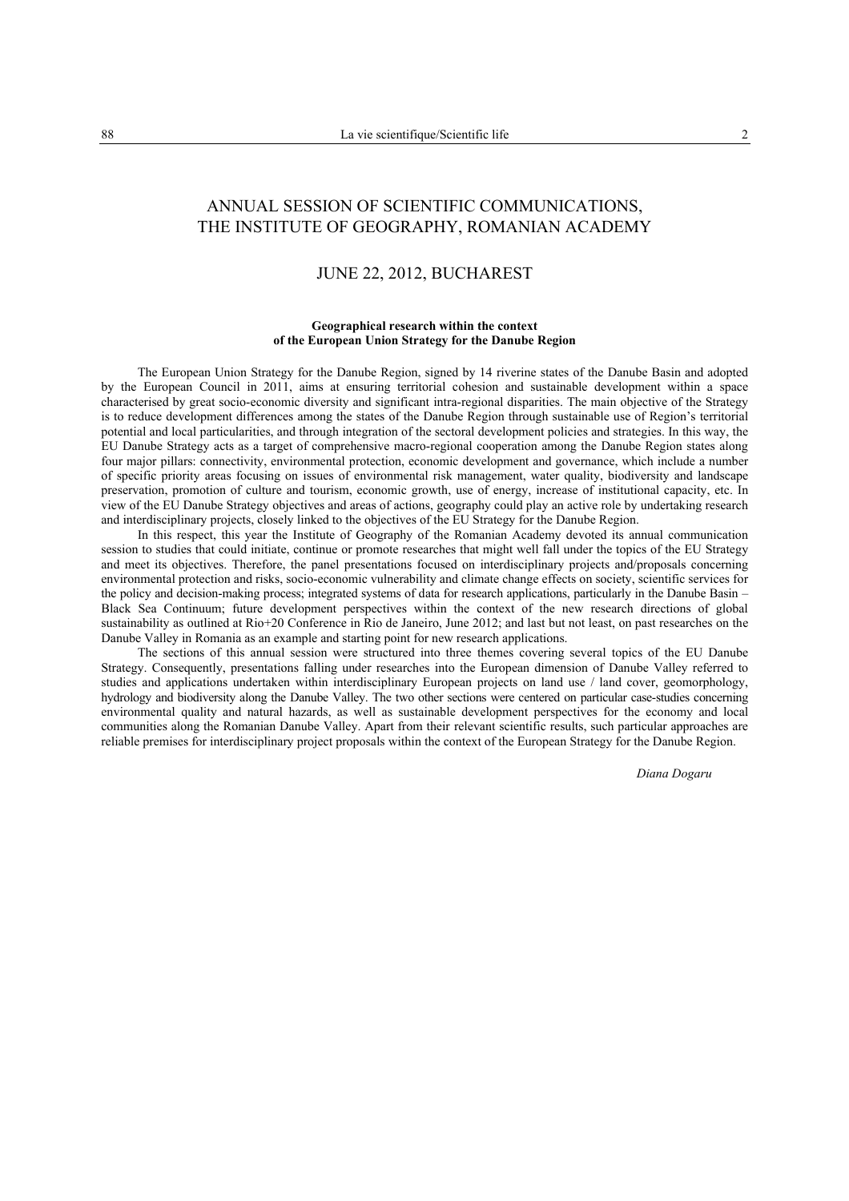# ANNUAL SESSION OF SCIENTIFIC COMMUNICATIONS, THE INSTITUTE OF GEOGRAPHY, ROMANIAN ACADEMY

## JUNE 22, 2012, BUCHAREST

### Geographical research within the context of the European Union Strategy for the Danube Region

The European Union Strategy for the Danube Region, signed by 14 riverine states of the Danube Basin and adopted by the European Council in 2011, aims at ensuring territorial cohesion and sustainable development within a space characterised by great socio-economic diversity and significant intra-regional disparities. The main objective of the Strategy is to reduce development differences among the states of the Danube Region through sustainable use of Region's territorial potential and local particularities, and through integration of the sectoral development policies and strategies. In this way, the EU Danube Strategy acts as a target of comprehensive macro-regional cooperation among the Danube Region states along four major pillars: connectivity, environmental protection, economic development and governance, which include a number of specific priority areas focusing on issues of environmental risk management, water quality, biodiversity and landscape preservation, promotion of culture and tourism, economic growth, use of energy, increase of institutional capacity, etc. In view of the EU Danube Strategy objectives and areas of actions, geography could play an active role by undertaking research and interdisciplinary projects, closely linked to the objectives of the EU Strategy for the Danube Region.

In this respect, this year the Institute of Geography of the Romanian Academy devoted its annual communication session to studies that could initiate, continue or promote researches that might well fall under the topics of the EU Strategy and meet its objectives. Therefore, the panel presentations focused on interdisciplinary projects and/proposals concerning environmental protection and risks, socio-economic vulnerability and climate change effects on society, scientific services for the policy and decision-making process; integrated systems of data for research applications, particularly in the Danube Basin – Black Sea Continuum; future development perspectives within the context of the new research directions of global sustainability as outlined at Rio+20 Conference in Rio de Janeiro, June 2012; and last but not least, on past researches on the Danube Valley in Romania as an example and starting point for new research applications.

The sections of this annual session were structured into three themes covering several topics of the EU Danube Strategy. Consequently, presentations falling under researches into the European dimension of Danube Valley referred to studies and applications undertaken within interdisciplinary European projects on land use / land cover, geomorphology, hydrology and biodiversity along the Danube Valley. The two other sections were centered on particular case-studies concerning environmental quality and natural hazards, as well as sustainable development perspectives for the economy and local communities along the Romanian Danube Valley. Apart from their relevant scientific results, such particular approaches are reliable premises for interdisciplinary project proposals within the context of the European Strategy for the Danube Region.

*Diana Dogaru*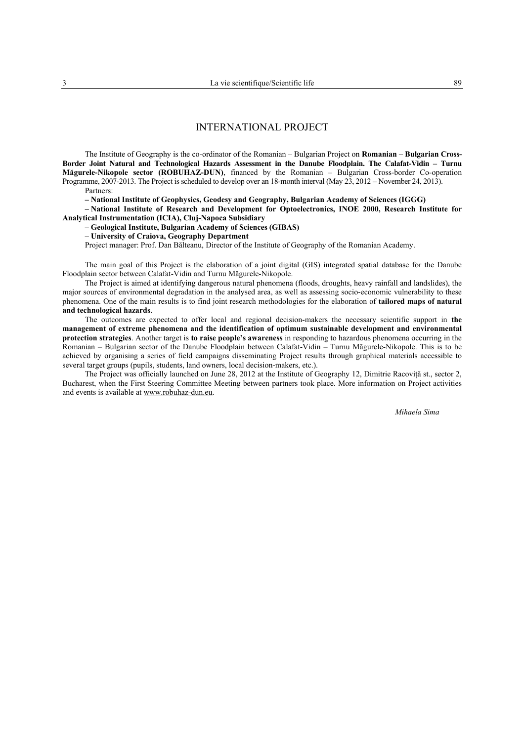# INTERNATIONAL PROJECT

The Institute of Geography is the co-ordinator of the Romanian – Bulgarian Project on **Romanian – Bulgarian Cross-Border Joint Natural and Technological Hazards Assessment in the Danube Floodplain. The Calafat-Vidin – Turnu Măgurele-Nikopole sector (ROBUHAZ-DUN)**, financed by the Romanian – Bulgarian Cross-border Co-operation Programme, 2007-2013. The Project is scheduled to develop over an 18-month interval (May 23, 2012 – November 24, 2013).

Partners:

**– National Institute of Geophysics, Geodesy and Geography, Bulgarian Academy of Sciences (IGGG)**

**– National Institute of Research and Development for Optoelectronics, INOE 2000, Research Institute for Analytical Instrumentation (ICIA), Cluj-Napoca Subsidiary**

**– Geological Institute, Bulgarian Academy of Sciences (GIBAS)**

**– University of Craiova, Geography Department**

Project manager: Prof. Dan Bălteanu, Director of the Institute of Geography of the Romanian Academy.

The main goal of this Project is the elaboration of a joint digital (GIS) integrated spatial database for the Danube Floodplain sector between Calafat-Vidin and Turnu Măgurele-Nikopole.

The Project is aimed at identifying dangerous natural phenomena (floods, droughts, heavy rainfall and landslides), the major sources of environmental degradation in the analysed area, as well as assessing socio-economic vulnerability to these phenomena. One of the main results is to find joint research methodologies for the elaboration of **tailored maps of natural and technological hazards**.

The outcomes are expected to offer local and regional decision-makers the necessary scientific support in **the management of extreme phenomena and the identification of optimum sustainable development and environmental protection strategies**. Another target is **to raise people's awareness** in responding to hazardous phenomena occurring in the Romanian – Bulgarian sector of the Danube Floodplain between Calafat-Vidin – Turnu Măgurele-Nikopole. This is to be achieved by organising a series of field campaigns disseminating Project results through graphical materials accessible to several target groups (pupils, students, land owners, local decision-makers, etc.).

The Project was officially launched on June 28, 2012 at the Institute of Geography 12, Dimitrie Racoviţă st., sector 2, Bucharest, when the First Steering Committee Meeting between partners took place. More information on Project activities and events is available at www.robuhaz-dun.eu.

*Mihaela Sima*